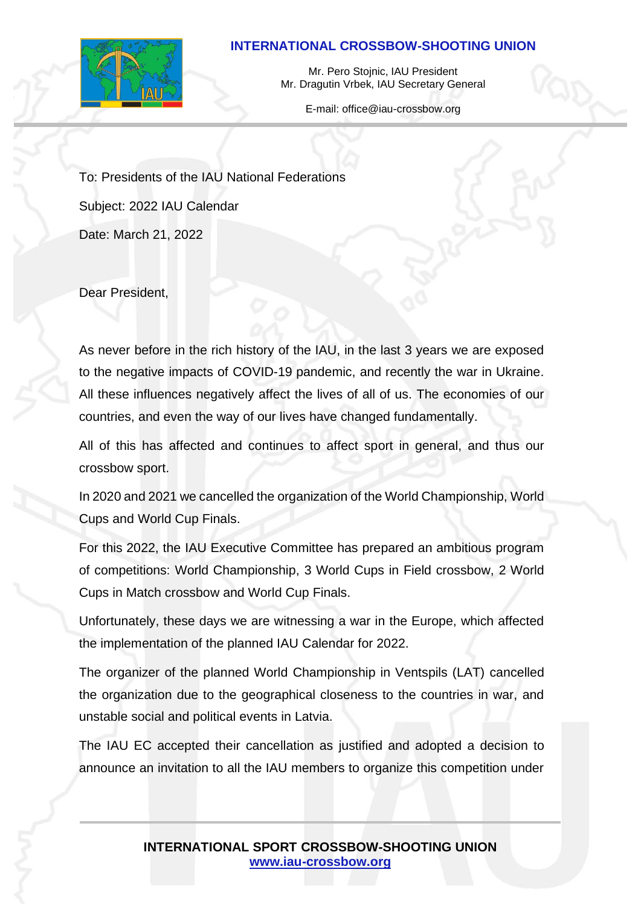**INTERNATIONAL CROSSBOW-SHOOTING UNION**

Mr. Pero Stojnic, IAU President
Mr. Dragutin Vrbek, IAU Secretary General

E-mail: office@iau-crossbow.org

To: Presidents of the IAU National Federations

Subject: 2022 IAU Calendar

Date: March 21, 2022

Dear President,

As never before in the rich history of the IAU, in the last 3 years we are exposed to the negative impacts of COVID-19 pandemic, and recently the war in Ukraine. All these influences negatively affect the lives of all of us. The economies of our countries, and even the way of our lives have changed fundamentally.

All of this has affected and continues to affect sport in general, and thus our crossbow sport.

In 2020 and 2021 we cancelled the organization of the World Championship, World Cups and World Cup Finals.

For this 2022, the IAU Executive Committee has prepared an ambitious program of competitions: World Championship, 3 World Cups in Field crossbow, 2 World Cups in Match crossbow and World Cup Finals.

Unfortunately, these days we are witnessing a war in the Europe, which affected the implementation of the planned IAU Calendar for 2022.

The organizer of the planned World Championship in Ventspils (LAT) cancelled the organization due to the geographical closeness to the countries in war, and unstable social and political events in Latvia.

The IAU EC accepted their cancellation as justified and adopted a decision to announce an invitation to all the IAU members to organize this competition under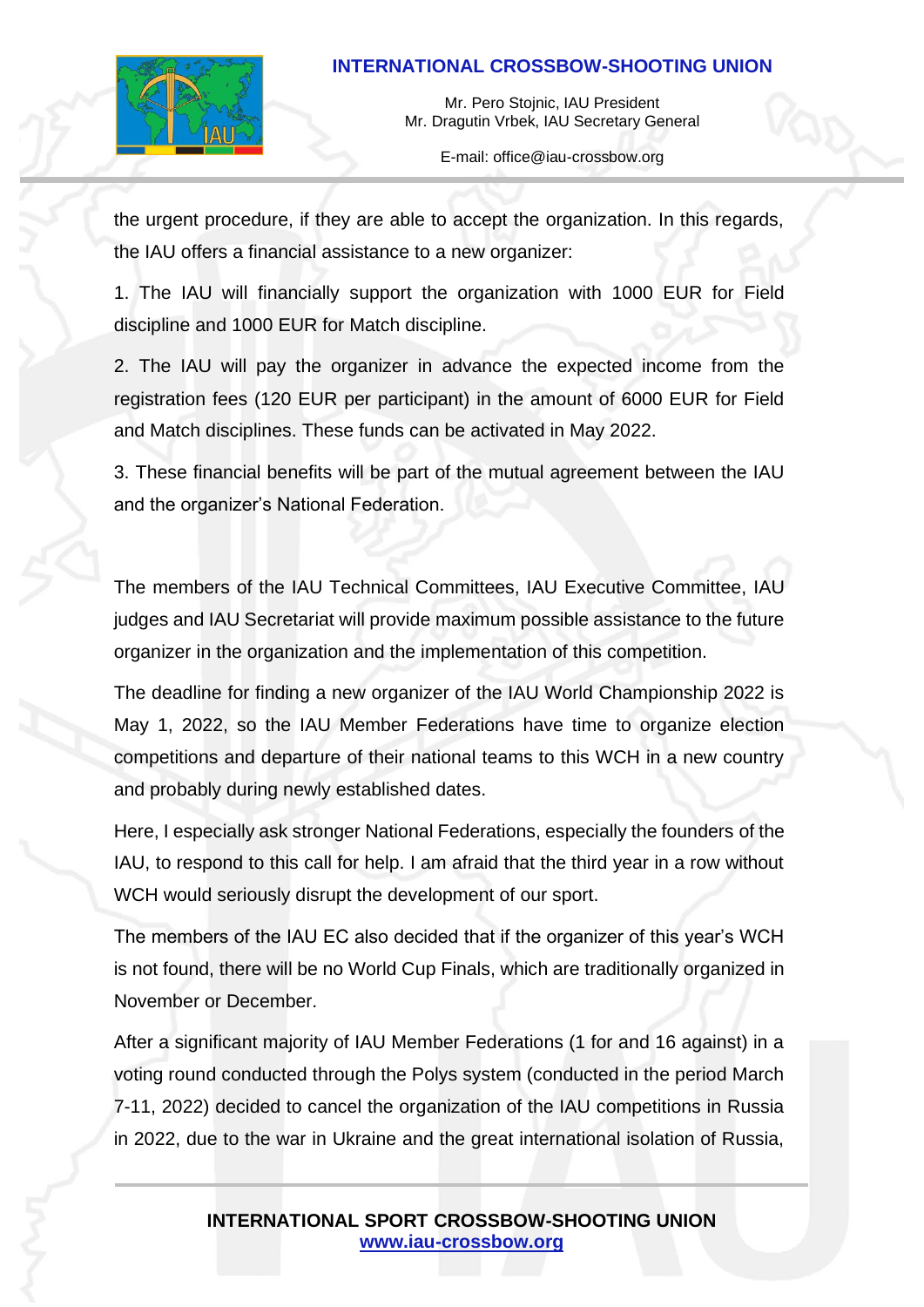the urgent procedure, if they are able to accept the organization. In this regards, the IAU offers a financial assistance to a new organizer:

1. The IAU will financially support the organization with 1000 EUR for Field discipline and 1000 EUR for Match discipline.

2. The IAU will pay the organizer in advance the expected income from the registration fees (120 EUR per participant) in the amount of 6000 EUR for Field and Match disciplines. These funds can be activated in May 2022.

3. These financial benefits will be part of the mutual agreement between the IAU and the organizer's National Federation.

The members of the IAU Technical Committees, IAU Executive Committee, IAU judges and IAU Secretariat will provide maximum possible assistance to the future organizer in the organization and the implementation of this competition.

The deadline for finding a new organizer of the IAU World Championship 2022 is May 1, 2022, so the IAU Member Federations have time to organize election competitions and departure of their national teams to this WCH in a new country and probably during newly established dates.

Here, I especially ask stronger National Federations, especially the founders of the IAU, to respond to this call for help. I am afraid that the third year in a row without WCH would seriously disrupt the development of our sport.

The members of the IAU EC also decided that if the organizer of this year's WCH is not found, there will be no World Cup Finals, which are traditionally organized in November or December.

After a significant majority of IAU Member Federations (1 for and 16 against) in a voting round conducted through the Polys system (conducted in the period March 7-11, 2022) decided to cancel the organization of the IAU competitions in Russia in 2022, due to the war in Ukraine and the great international isolation of Russia,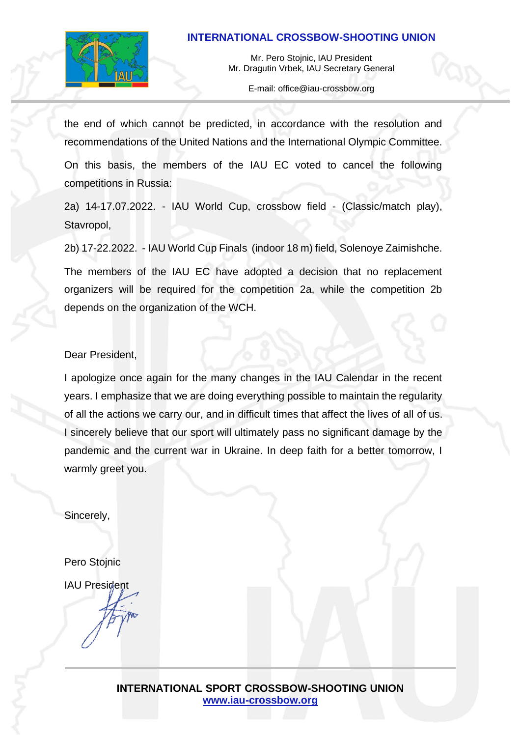the end of which cannot be predicted, in accordance with the resolution and recommendations of the United Nations and the International Olympic Committee.

On this basis, the members of the IAU EC voted to cancel the following competitions in Russia:

2a) 14-17.07.2022. - IAU World Cup, crossbow field - (Classic/match play), Stavropol,

2b) 17-22.2022. - IAU World Cup Finals (indoor 18 m) field, Solenoye Zaimishche.

The members of the IAU EC have adopted a decision that no replacement organizers will be required for the competition 2a, while the competition 2b depends on the organization of the WCH.

Dear President,

I apologize once again for the many changes in the IAU Calendar in the recent years. I emphasize that we are doing everything possible to maintain the regularity of all the actions we carry our, and in difficult times that affect the lives of all of us. I sincerely believe that our sport will ultimately pass no significant damage by the pandemic and the current war in Ukraine. In deep faith for a better tomorrow, I warmly greet you.

Sincerely,

Pero Stojnic

IAU President